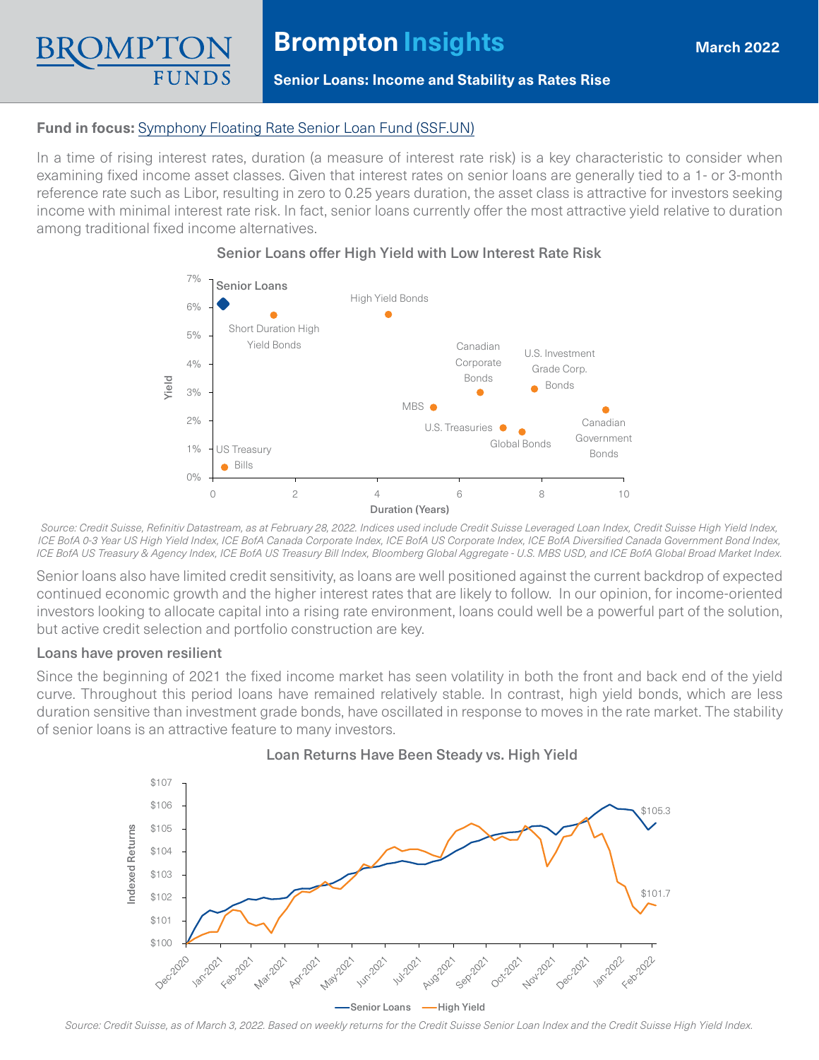# Brompton Insights

**March 2022**

**Senior Loans: Income and Stability as Rates Rise**

**Fund in focus:** Symphony Floating Rate Senior Loan Fund (SSF.UN)

In a time of rising interest rates, duration (a measure of interest rate risk) is a key characteristic to consider when examining fixed income asset classes. Given that interest rates on senior loans are generally tied to a 1- or 3-month reference rate such as Libor, resulting in zero to 0.25 years duration, the asset class is attractive for investors seeking income with minimal interest rate risk. In fact, senior loans currently offer the most attractive yield relative to duration among traditional fixed income alternatives.

**Senior Loans offer High Yield with Low Interest Rate Risk**

*Source: Credit Suisse, Refinitiv Datastream, as at February 28, 2022. Indices used include Credit Suisse Leveraged Loan Index, Credit Suisse High Yield Index, ICE BofA 0-3 Year US High Yield Index, ICE BofA Canada Corporate Index, ICE BofA US Corporate Index, ICE BofA Diversified Canada Government Bond Index, ICE BofA US Treasury & Agency Index, ICE BofA US Treasury Bill Index, Bloomberg Global Aggregate - U.S. MBS USD, and ICE BofA Global Broad Market Index.*

Senior loans also have limited credit sensitivity, as loans are well positioned against the current backdrop of expected continued economic growth and the higher interest rates that are likely to follow. In our opinion, for income-oriented investors looking to allocate capital into a rising rate environment, loans could well be a powerful part of the solution, but active credit selection and portfolio construction are key.

### Loans have proven resilient

Since the beginning of 2021 the fixed income market has seen volatility in both the front and back end of the yield curve. Throughout this period loans have remained relatively stable. In contrast, high yield bonds, which are less duration sensitive than investment grade bonds, have oscillated in response to moves in the rate market. The stability of senior loans is an attractive feature to many investors.

**Loan Returns Have Been Steady vs. High Yield**

*Source: Credit Suisse, as of March 3, 2022. Based on weekly returns for the Credit Suisse Senior Loan Index and the Credit Suisse High Yield Index.*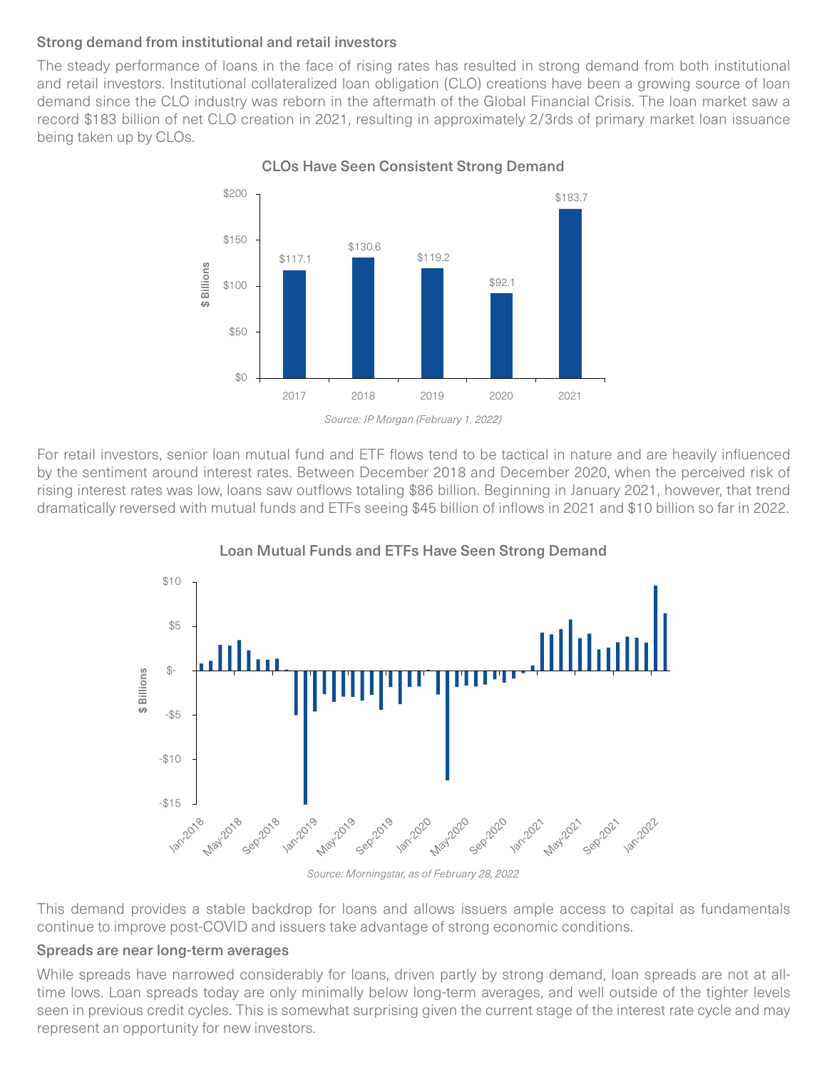### Strong demand from institutional and retail investors

The steady performance of loans in the face of rising rates has resulted in strong demand from both institutional and retail investors. Institutional collateralized loan obligation (CLO) creations have been a growing source of loan demand since the CLO industry was reborn in the aftermath of the Global Financial Crisis. The loan market saw a record $183 billion of net CLO creation in 2021, resulting in approximately 2/3rds of primary market loan issuance being taken up by CLOs.

**CLOs Have Seen Consistent Strong Demand**

| Year | $ Billions |
| --- | --- |
| 2017 | $117.1 |
| 2018 | $130.6 |
| 2019 | $119.2 |
| 2020 | $92.1 |
| 2021 | $183.7 |

*Source: JP Morgan (February 1, 2022)*

For retail investors, senior loan mutual fund and ETF flows tend to be tactical in nature and are heavily influenced by the sentiment around interest rates. Between December 2018 and December 2020, when the perceived risk of rising interest rates was low, loans saw outflows totaling $86 billion. Beginning in January 2021, however, that trend dramatically reversed with mutual funds and ETFs seeing $45 billion of inflows in 2021 and $10 billion so far in 2022.

**Loan Mutual Funds and ETFs Have Seen Strong Demand**

*Source: Morningstar, as of February 28, 2022*

This demand provides a stable backdrop for loans and allows issuers ample access to capital as fundamentals continue to improve post-COVID and issuers take advantage of strong economic conditions.

### Spreads are near long-term averages

While spreads have narrowed considerably for loans, driven partly by strong demand, loan spreads are not at all-time lows. Loan spreads today are only minimally below long-term averages, and well outside of the tighter levels seen in previous credit cycles. This is somewhat surprising given the current stage of the interest rate cycle and may represent an opportunity for new investors.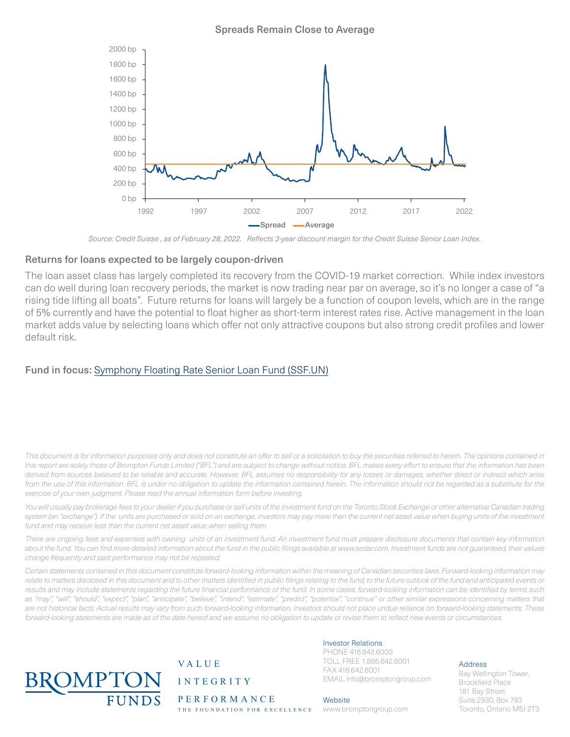**Spreads Remain Close to Average**

2000 bp
1800 bp
1600 bp
1400 bp
1200 bp
1000 bp
800 bp
600 bp
400 bp
200 bp
0 bp

1992 1997 2002 2007 2012 2017 2022

Spread — Average

*Source: Credit Suisse , as of February 28, 2022. Reflects 3-year discount margin for the Credit Suisse Senior Loan Index.*

## Returns for loans expected to be largely coupon-driven

The loan asset class has largely completed its recovery from the COVID-19 market correction. While index investors can do well during loan recovery periods, the market is now trading near par on average, so it's no longer a case of "a rising tide lifting all boats". Future returns for loans will largely be a function of coupon levels, which are in the range of 5% currently and have the potential to float higher as short-term interest rates rise. Active management in the loan market adds value by selecting loans which offer not only attractive coupons but also strong credit profiles and lower default risk.

**Fund in focus:** Symphony Floating Rate Senior Loan Fund (SSF.UN)

*This document is for information purposes only and does not constitute an offer to sell or a solicitation to buy the securities referred to herein. The opinions contained in this report are solely those of Brompton Funds Limited ("BFL") and are subject to change without notice. BFL makes every effort to ensure that the information has been derived from sources believed to be reliable and accurate. However, BFL assumes no responsibility for any losses or damages, whether direct or indirect which arise from the use of this information. BFL is under no obligation to update the information contained herein. The information should not be regarded as a substitute for the exercise of your own judgment. Please read the annual information form before investing.*

*You will usually pay brokerage fees to your dealer if you purchase or sell units of the investment fund on the Toronto Stock Exchange or other alternative Canadian trading system (an "exchange"). If the units are purchased or sold on an exchange, investors may pay more than the current net asset value when buying units of the investment fund and may receive less than the current net asset value when selling them.*

*There are ongoing fees and expenses with owning units of an investment fund. An investment fund must prepare disclosure documents that contain key information about the fund. You can find more detailed information about the fund in the public filings available at www.sedar.com. Investment funds are not guaranteed, their values change frequently and past performance may not be repeated.*

*Certain statements contained in this document constitute forward-looking information within the meaning of Canadian securities laws. Forward-looking information may relate to matters disclosed in this document and to other matters identified in public filings relating to the fund, to the future outlook of the fund and anticipated events or results and may include statements regarding the future financial performance of the fund. In some cases, forward-looking information can be identified by terms such as "may", "will", "should", "expect", "plan", "anticipate", "believe", "intend", "estimate", "predict", "potential", "continue" or other similar expressions concerning matters that are not historical facts. Actual results may vary from such forward-looking information. Investors should not place undue reliance on forward-looking statements. These forward-looking statements are made as of the date hereof and we assume no obligation to update or revise them to reflect new events or circumstances.*

BROMPTON FUNDS

VALUE
INTEGRITY
PERFORMANCE
THE FOUNDATION FOR EXCELLENCE

Investor Relations
PHONE 416.642.6000
TOLL FREE 1.866.642.6001
FAX 416.642.6001
EMAIL info@bromptongroup.com

Website
www.bromptongroup.com

Address
Bay Wellington Tower,
Brookfield Place
181 Bay Street
Suite 2930, Box 793
Toronto, Ontario M5J 2T3